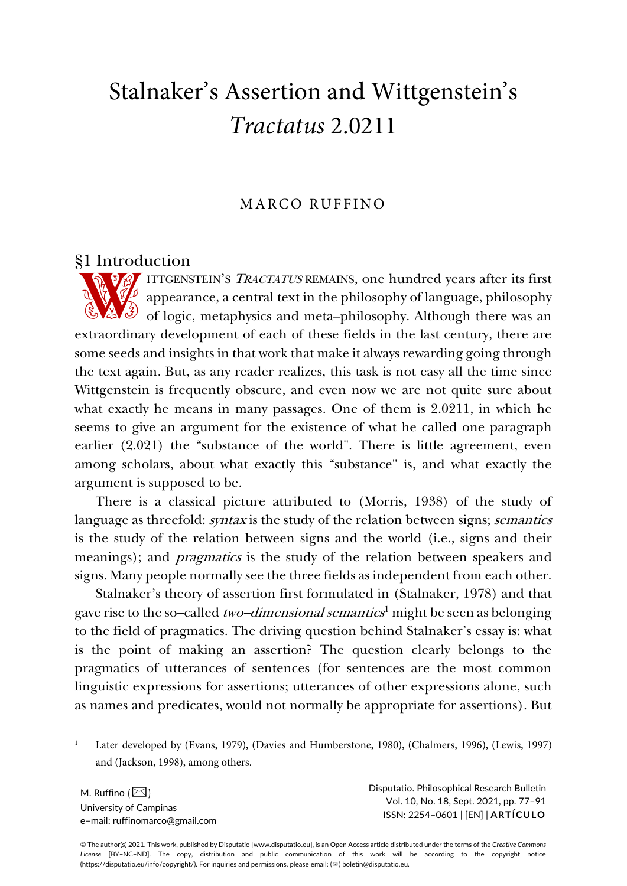# Stalnaker's Assertion and Wittgenstein's *Tractatus* 2.0211

MARCO RUFFINO

## §1 Introduction

WITTGENSTEIN'S *TRACTATUS* REMAINS, one hundred years after its first appearance, a central text in the philosophy of language, philosophy of logic, metaphysics and meta–philosophy. Although there was an extraordinary development of each of these fields in the last century, there are some seeds and insights in that work that make it always rewarding going through the text again. But, as any reader realizes, this task is not easy all the time since Wittgenstein is frequently obscure, and even now we are not quite sure about what exactly he means in many passages. One of them is 2.0211, in which he seems to give an argument for the existence of what he called one paragraph earlier (2.021) the "substance of the world". There is little agreement, even among scholars, about what exactly this "substance" is, and what exactly the argument is supposed to be.

There is a classical picture attributed to (Morris, 1938) of the study of language as threefold: *syntax* is the study of the relation between signs; *semantics* is the study of the relation between signs and the world (i.e., signs and their meanings); and *pragmatics* is the study of the relation between speakers and signs. Many people normally see the three fields as independent from each other.

Stalnaker's theory of assertion first formulated in (Stalnaker, 1978) and that gave rise to the so–called *two–dimensional semantics*[1] might be seen as belonging to the field of pragmatics. The driving question behind Stalnaker's essay is: what is the point of making an assertion? The question clearly belongs to the pragmatics of utterances of sentences (for sentences are the most common linguistic expressions for assertions; utterances of other expressions alone, such as names and predicates, would not normally be appropriate for assertions). But

[1] Later developed by (Evans, 1979), (Davies and Humberstone, 1980), (Chalmers, 1996), (Lewis, 1997) and (Jackson, 1998), among others.

M. Ruffino (✉)
University of Campinas
e–mail: ruffinomarco@gmail.com

© The author(s) 2021. This work, published by Disputatio [www.disputatio.eu], is an Open Access article distributed under the terms of the *Creative Commons License* [BY–NC–ND]. The copy, distribution and public communication of this work will be according to the copyright notice (https://disputatio.eu/info/copyright/). For inquiries and permissions, please email: (✉) boletin@disputatio.eu.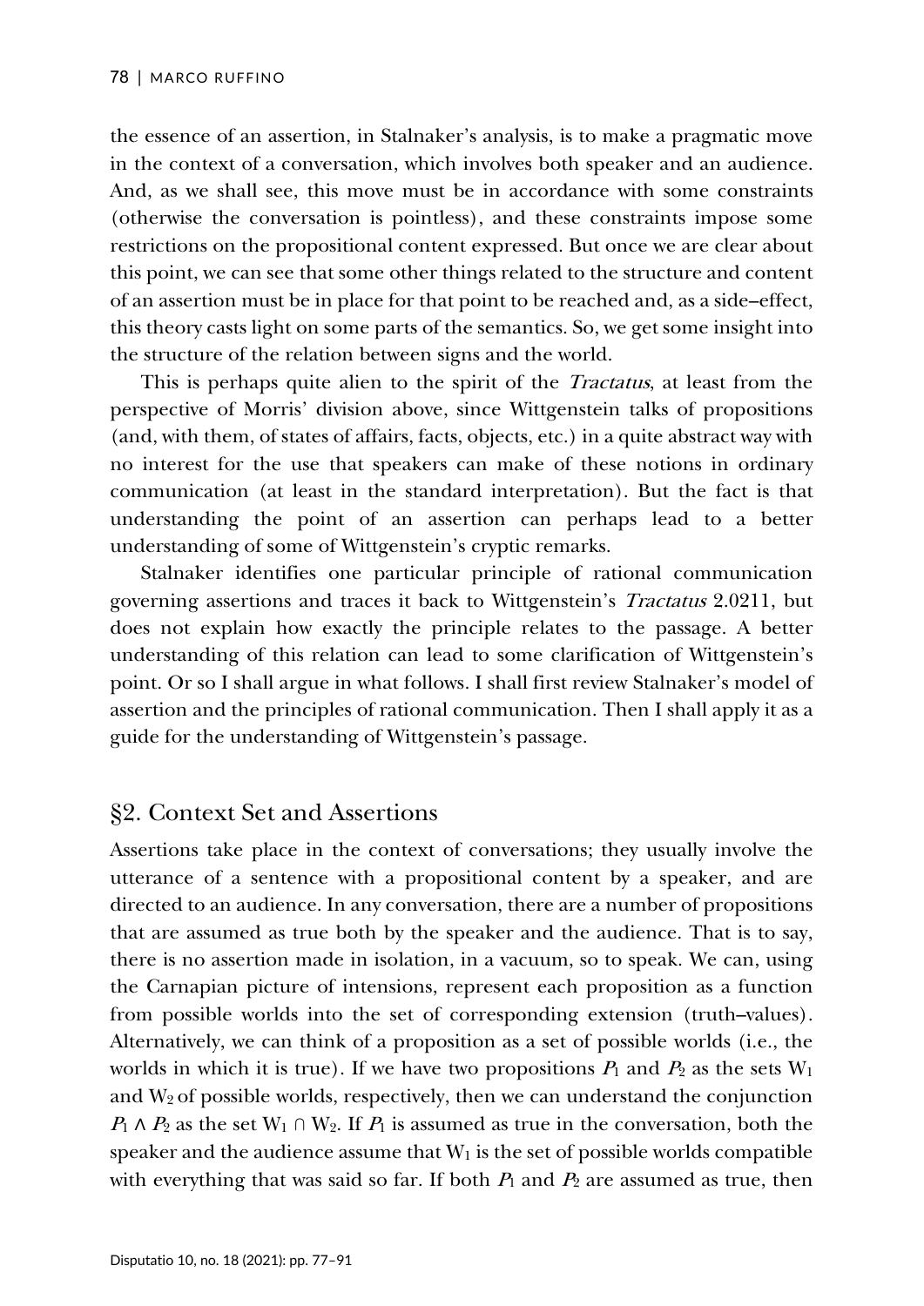the essence of an assertion, in Stalnaker's analysis, is to make a pragmatic move in the context of a conversation, which involves both speaker and an audience. And, as we shall see, this move must be in accordance with some constraints (otherwise the conversation is pointless), and these constraints impose some restrictions on the propositional content expressed. But once we are clear about this point, we can see that some other things related to the structure and content of an assertion must be in place for that point to be reached and, as a side–effect, this theory casts light on some parts of the semantics. So, we get some insight into the structure of the relation between signs and the world.

This is perhaps quite alien to the spirit of the *Tractatus*, at least from the perspective of Morris' division above, since Wittgenstein talks of propositions (and, with them, of states of affairs, facts, objects, etc.) in a quite abstract way with no interest for the use that speakers can make of these notions in ordinary communication (at least in the standard interpretation). But the fact is that understanding the point of an assertion can perhaps lead to a better understanding of some of Wittgenstein's cryptic remarks.

Stalnaker identifies one particular principle of rational communication governing assertions and traces it back to Wittgenstein's *Tractatus* 2.0211, but does not explain how exactly the principle relates to the passage. A better understanding of this relation can lead to some clarification of Wittgenstein's point. Or so I shall argue in what follows. I shall first review Stalnaker's model of assertion and the principles of rational communication. Then I shall apply it as a guide for the understanding of Wittgenstein's passage.

## §2. Context Set and Assertions

Assertions take place in the context of conversations; they usually involve the utterance of a sentence with a propositional content by a speaker, and are directed to an audience. In any conversation, there are a number of propositions that are assumed as true both by the speaker and the audience. That is to say, there is no assertion made in isolation, in a vacuum, so to speak. We can, using the Carnapian picture of intensions, represent each proposition as a function from possible worlds into the set of corresponding extension (truth–values). Alternatively, we can think of a proposition as a set of possible worlds (i.e., the worlds in which it is true). If we have two propositions $P_1$ and $P_2$ as the sets $W_1$ and $W_2$ of possible worlds, respectively, then we can understand the conjunction $P_1 \wedge P_2$ as the set $W_1 \cap W_2$. If $P_1$ is assumed as true in the conversation, both the speaker and the audience assume that $W_1$ is the set of possible worlds compatible with everything that was said so far. If both $P_1$ and $P_2$ are assumed as true, then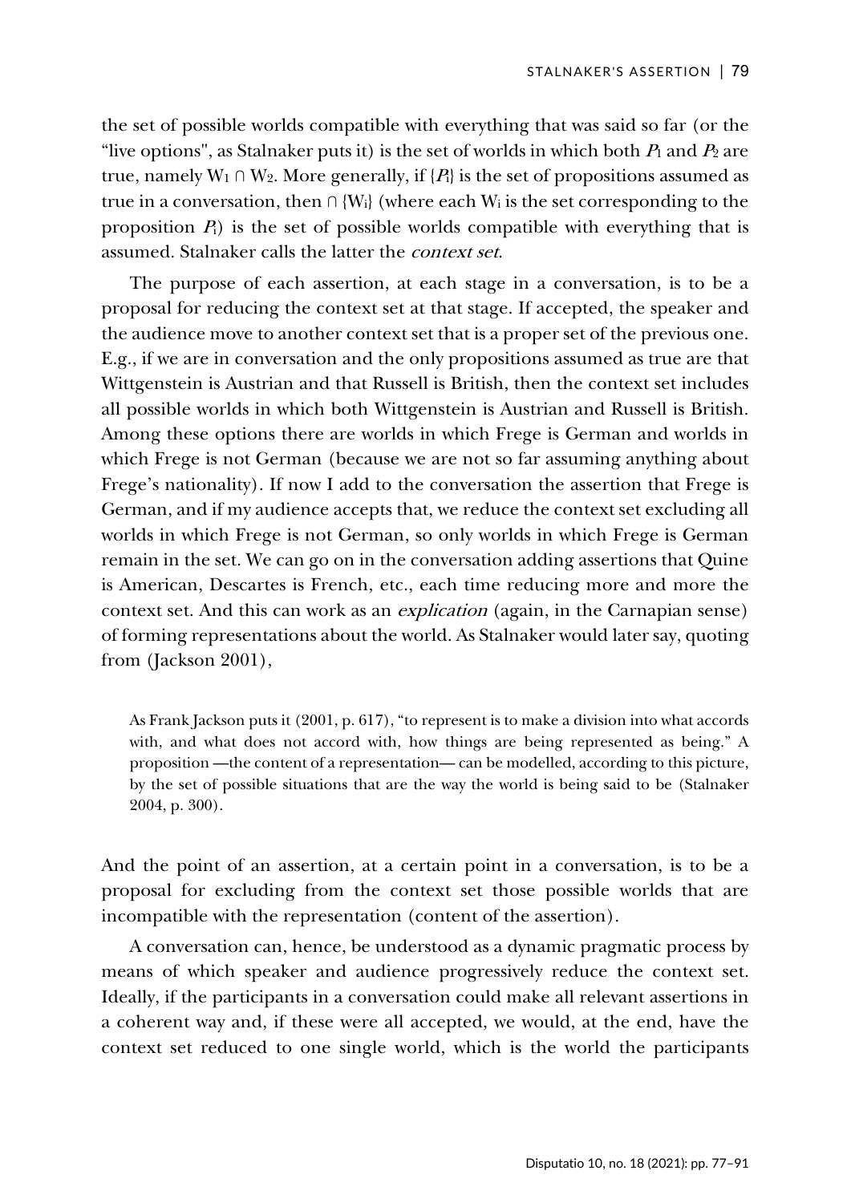the set of possible worlds compatible with everything that was said so far (or the "live options", as Stalnaker puts it) is the set of worlds in which both $P_1$ and $P_2$ are true, namely $W_1 \cap W_2$. More generally, if $\{P_i\}$ is the set of propositions assumed as true in a conversation, then $\cap \{W_i\}$ (where each $W_i$ is the set corresponding to the proposition $P_i$) is the set of possible worlds compatible with everything that is assumed. Stalnaker calls the latter the *context set*.

The purpose of each assertion, at each stage in a conversation, is to be a proposal for reducing the context set at that stage. If accepted, the speaker and the audience move to another context set that is a proper set of the previous one. E.g., if we are in conversation and the only propositions assumed as true are that Wittgenstein is Austrian and that Russell is British, then the context set includes all possible worlds in which both Wittgenstein is Austrian and Russell is British. Among these options there are worlds in which Frege is German and worlds in which Frege is not German (because we are not so far assuming anything about Frege's nationality). If now I add to the conversation the assertion that Frege is German, and if my audience accepts that, we reduce the context set excluding all worlds in which Frege is not German, so only worlds in which Frege is German remain in the set. We can go on in the conversation adding assertions that Quine is American, Descartes is French, etc., each time reducing more and more the context set. And this can work as an *explication* (again, in the Carnapian sense) of forming representations about the world. As Stalnaker would later say, quoting from (Jackson 2001),

> As Frank Jackson puts it (2001, p. 617), "to represent is to make a division into what accords with, and what does not accord with, how things are being represented as being." A proposition —the content of a representation— can be modelled, according to this picture, by the set of possible situations that are the way the world is being said to be (Stalnaker 2004, p. 300).

And the point of an assertion, at a certain point in a conversation, is to be a proposal for excluding from the context set those possible worlds that are incompatible with the representation (content of the assertion).

A conversation can, hence, be understood as a dynamic pragmatic process by means of which speaker and audience progressively reduce the context set. Ideally, if the participants in a conversation could make all relevant assertions in a coherent way and, if these were all accepted, we would, at the end, have the context set reduced to one single world, which is the world the participants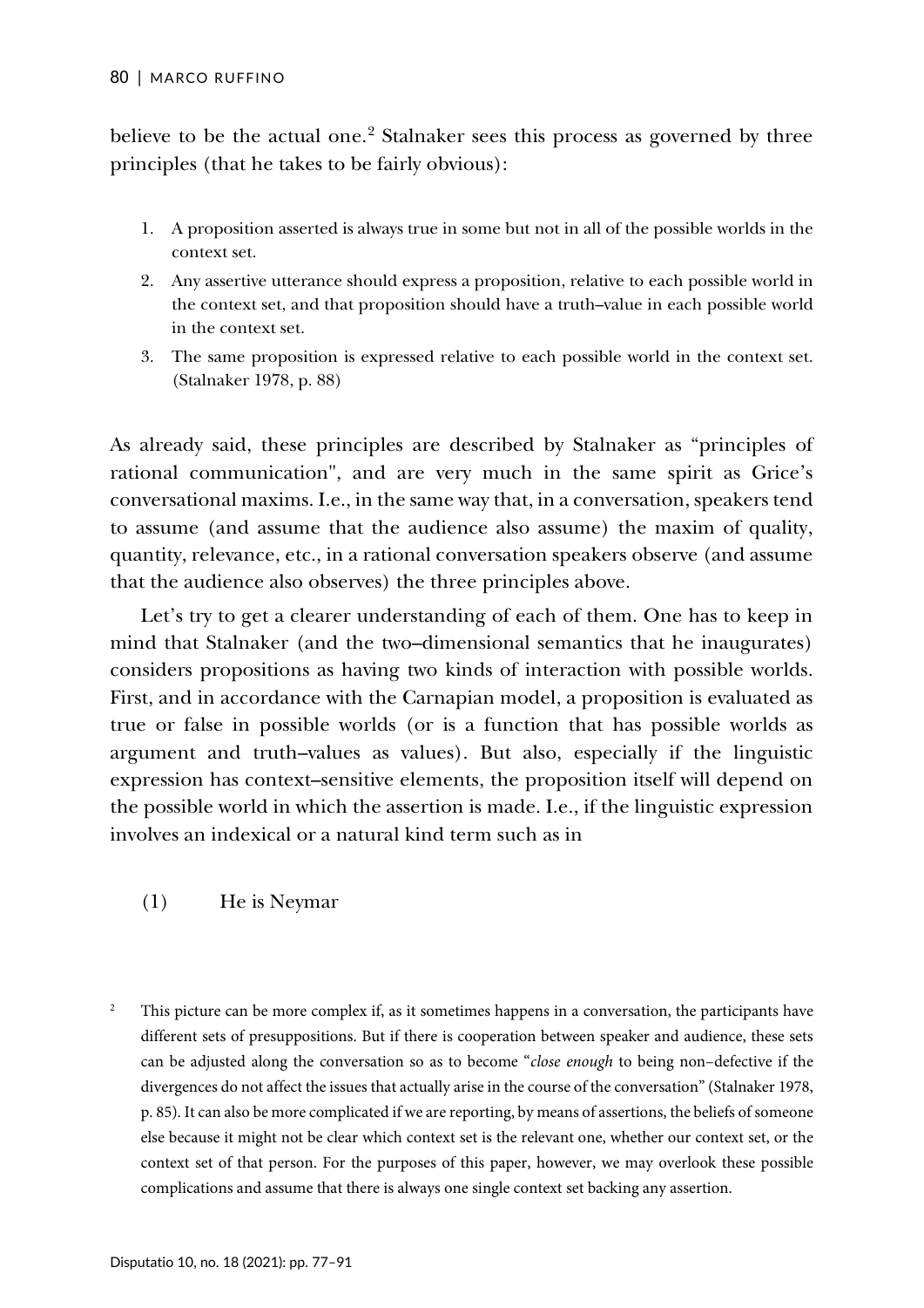believe to be the actual one.[2] Stalnaker sees this process as governed by three principles (that he takes to be fairly obvious):

1. A proposition asserted is always true in some but not in all of the possible worlds in the context set.
2. Any assertive utterance should express a proposition, relative to each possible world in the context set, and that proposition should have a truth–value in each possible world in the context set.
3. The same proposition is expressed relative to each possible world in the context set. (Stalnaker 1978, p. 88)

As already said, these principles are described by Stalnaker as "principles of rational communication", and are very much in the same spirit as Grice's conversational maxims. I.e., in the same way that, in a conversation, speakers tend to assume (and assume that the audience also assume) the maxim of quality, quantity, relevance, etc., in a rational conversation speakers observe (and assume that the audience also observes) the three principles above.

Let's try to get a clearer understanding of each of them. One has to keep in mind that Stalnaker (and the two–dimensional semantics that he inaugurates) considers propositions as having two kinds of interaction with possible worlds. First, and in accordance with the Carnapian model, a proposition is evaluated as true or false in possible worlds (or is a function that has possible worlds as argument and truth–values as values). But also, especially if the linguistic expression has context–sensitive elements, the proposition itself will depend on the possible world in which the assertion is made. I.e., if the linguistic expression involves an indexical or a natural kind term such as in

(1) He is Neymar

[2] This picture can be more complex if, as it sometimes happens in a conversation, the participants have different sets of presuppositions. But if there is cooperation between speaker and audience, these sets can be adjusted along the conversation so as to become "*close enough* to being non–defective if the divergences do not affect the issues that actually arise in the course of the conversation" (Stalnaker 1978, p. 85). It can also be more complicated if we are reporting, by means of assertions, the beliefs of someone else because it might not be clear which context set is the relevant one, whether our context set, or the context set of that person. For the purposes of this paper, however, we may overlook these possible complications and assume that there is always one single context set backing any assertion.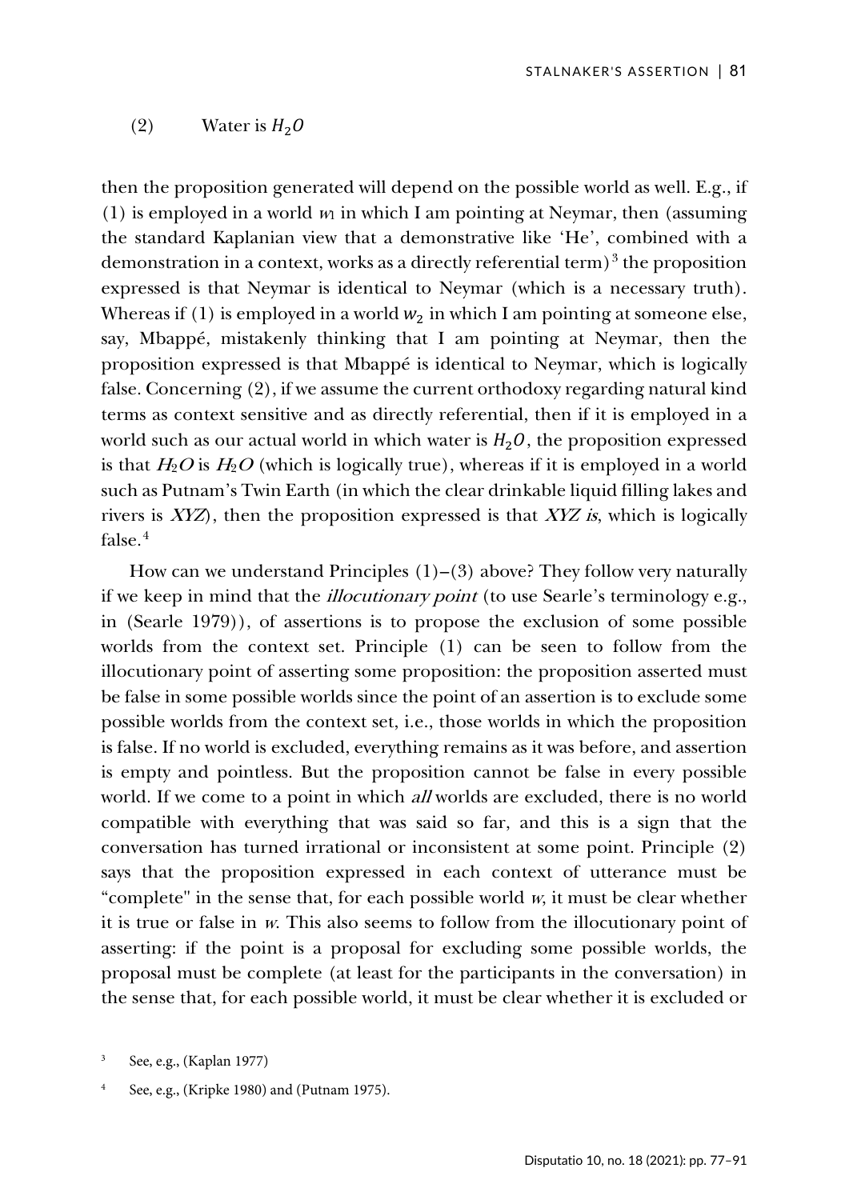(2) Water is $H_2O$

then the proposition generated will depend on the possible world as well. E.g., if (1) is employed in a world $w_1$ in which I am pointing at Neymar, then (assuming the standard Kaplanian view that a demonstrative like 'He', combined with a demonstration in a context, works as a directly referential term)[3] the proposition expressed is that Neymar is identical to Neymar (which is a necessary truth). Whereas if (1) is employed in a world $w_2$ in which I am pointing at someone else, say, Mbappé, mistakenly thinking that I am pointing at Neymar, then the proposition expressed is that Mbappé is identical to Neymar, which is logically false. Concerning (2), if we assume the current orthodoxy regarding natural kind terms as context sensitive and as directly referential, then if it is employed in a world such as our actual world in which water is $H_2O$, the proposition expressed is that $H_2O$ is $H_2O$ (which is logically true), whereas if it is employed in a world such as Putnam's Twin Earth (in which the clear drinkable liquid filling lakes and rivers is *XYZ*), then the proposition expressed is that *XYZ is*, which is logically false.[4]

How can we understand Principles (1)–(3) above? They follow very naturally if we keep in mind that the *illocutionary point* (to use Searle's terminology e.g., in (Searle 1979)), of assertions is to propose the exclusion of some possible worlds from the context set. Principle (1) can be seen to follow from the illocutionary point of asserting some proposition: the proposition asserted must be false in some possible worlds since the point of an assertion is to exclude some possible worlds from the context set, i.e., those worlds in which the proposition is false. If no world is excluded, everything remains as it was before, and assertion is empty and pointless. But the proposition cannot be false in every possible world. If we come to a point in which *all* worlds are excluded, there is no world compatible with everything that was said so far, and this is a sign that the conversation has turned irrational or inconsistent at some point. Principle (2) says that the proposition expressed in each context of utterance must be "complete" in the sense that, for each possible world *w*, it must be clear whether it is true or false in *w*. This also seems to follow from the illocutionary point of asserting: if the point is a proposal for excluding some possible worlds, the proposal must be complete (at least for the participants in the conversation) in the sense that, for each possible world, it must be clear whether it is excluded or

[3] See, e.g., (Kaplan 1977)

[4] See, e.g., (Kripke 1980) and (Putnam 1975).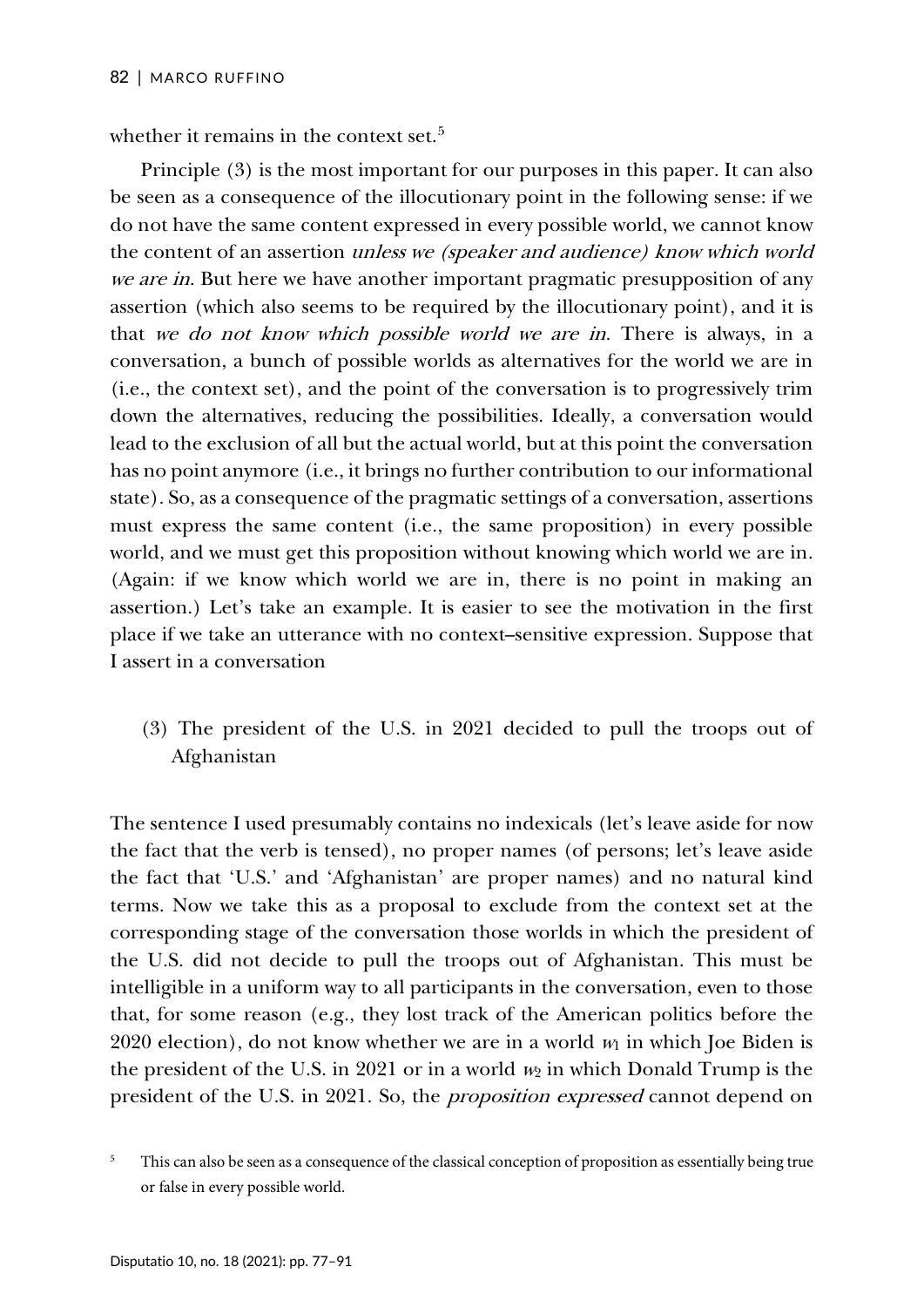whether it remains in the context set.[5]

Principle (3) is the most important for our purposes in this paper. It can also be seen as a consequence of the illocutionary point in the following sense: if we do not have the same content expressed in every possible world, we cannot know the content of an assertion *unless we (speaker and audience) know which world we are in*. But here we have another important pragmatic presupposition of any assertion (which also seems to be required by the illocutionary point), and it is that *we do not know which possible world we are in*. There is always, in a conversation, a bunch of possible worlds as alternatives for the world we are in (i.e., the context set), and the point of the conversation is to progressively trim down the alternatives, reducing the possibilities. Ideally, a conversation would lead to the exclusion of all but the actual world, but at this point the conversation has no point anymore (i.e., it brings no further contribution to our informational state). So, as a consequence of the pragmatic settings of a conversation, assertions must express the same content (i.e., the same proposition) in every possible world, and we must get this proposition without knowing which world we are in. (Again: if we know which world we are in, there is no point in making an assertion.) Let's take an example. It is easier to see the motivation in the first place if we take an utterance with no context–sensitive expression. Suppose that I assert in a conversation

(3) The president of the U.S. in 2021 decided to pull the troops out of Afghanistan

The sentence I used presumably contains no indexicals (let's leave aside for now the fact that the verb is tensed), no proper names (of persons; let's leave aside the fact that 'U.S.' and 'Afghanistan' are proper names) and no natural kind terms. Now we take this as a proposal to exclude from the context set at the corresponding stage of the conversation those worlds in which the president of the U.S. did not decide to pull the troops out of Afghanistan. This must be intelligible in a uniform way to all participants in the conversation, even to those that, for some reason (e.g., they lost track of the American politics before the 2020 election), do not know whether we are in a world $w_1$ in which Joe Biden is the president of the U.S. in 2021 or in a world $w_2$ in which Donald Trump is the president of the U.S. in 2021. So, the *proposition expressed* cannot depend on

[5] This can also be seen as a consequence of the classical conception of proposition as essentially being true or false in every possible world.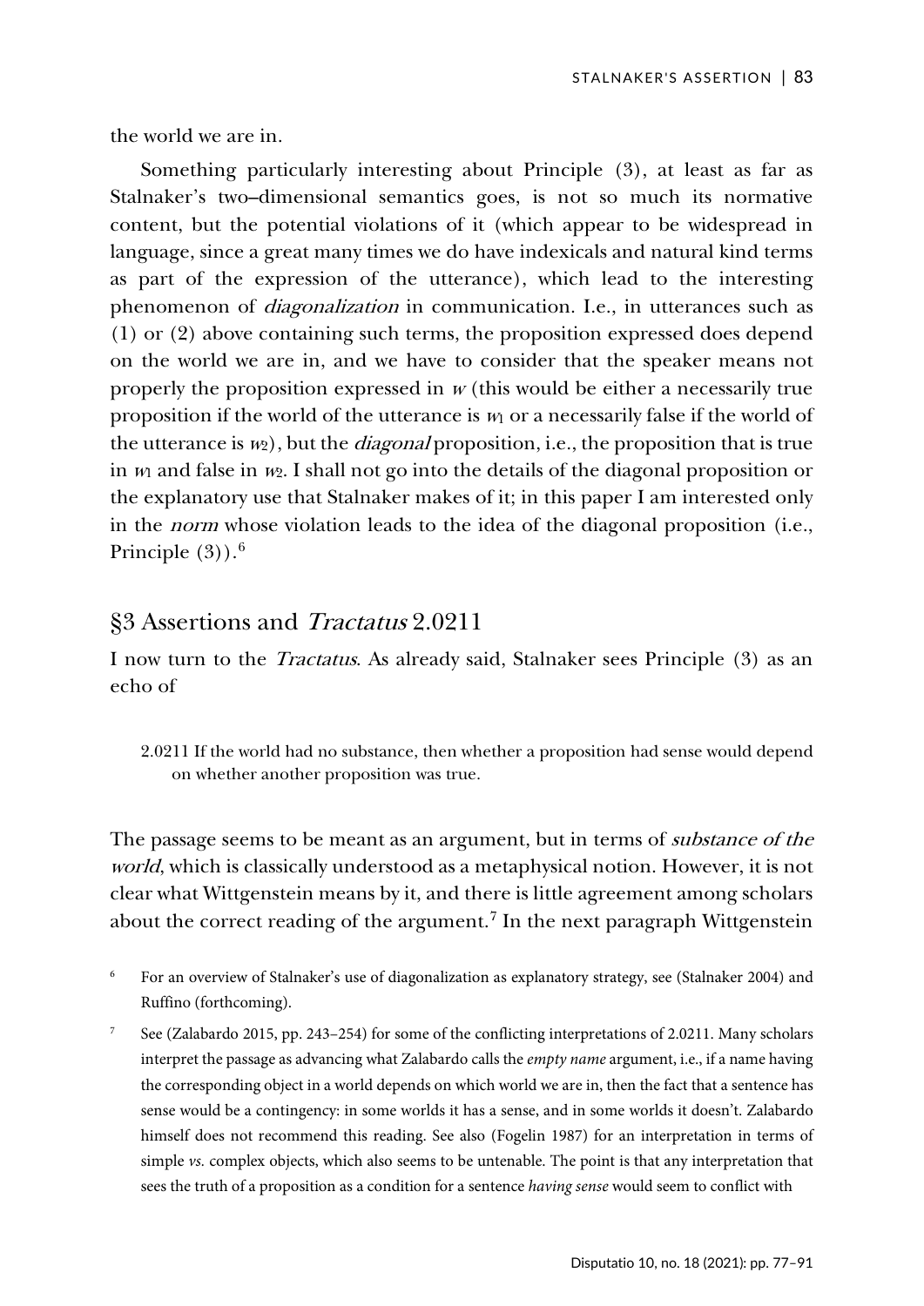the world we are in.

Something particularly interesting about Principle (3), at least as far as Stalnaker's two–dimensional semantics goes, is not so much its normative content, but the potential violations of it (which appear to be widespread in language, since a great many times we do have indexicals and natural kind terms as part of the expression of the utterance), which lead to the interesting phenomenon of *diagonalization* in communication. I.e., in utterances such as (1) or (2) above containing such terms, the proposition expressed does depend on the world we are in, and we have to consider that the speaker means not properly the proposition expressed in $w$ (this would be either a necessarily true proposition if the world of the utterance is $w_1$ or a necessarily false if the world of the utterance is $w_2$), but the *diagonal* proposition, i.e., the proposition that is true in $w_1$ and false in $w_2$. I shall not go into the details of the diagonal proposition or the explanatory use that Stalnaker makes of it; in this paper I am interested only in the *norm* whose violation leads to the idea of the diagonal proposition (i.e., Principle (3)).[6]

## §3 Assertions and *Tractatus* 2.0211

I now turn to the *Tractatus*. As already said, Stalnaker sees Principle (3) as an echo of

> 2.0211 If the world had no substance, then whether a proposition had sense would depend on whether another proposition was true.

The passage seems to be meant as an argument, but in terms of *substance of the world*, which is classically understood as a metaphysical notion. However, it is not clear what Wittgenstein means by it, and there is little agreement among scholars about the correct reading of the argument.[7] In the next paragraph Wittgenstein

[6] For an overview of Stalnaker's use of diagonalization as explanatory strategy, see (Stalnaker 2004) and Ruffino (forthcoming).

[7] See (Zalabardo 2015, pp. 243–254) for some of the conflicting interpretations of 2.0211. Many scholars interpret the passage as advancing what Zalabardo calls the *empty name* argument, i.e., if a name having the corresponding object in a world depends on which world we are in, then the fact that a sentence has sense would be a contingency: in some worlds it has a sense, and in some worlds it doesn't. Zalabardo himself does not recommend this reading. See also (Fogelin 1987) for an interpretation in terms of simple *vs.* complex objects, which also seems to be untenable. The point is that any interpretation that sees the truth of a proposition as a condition for a sentence *having sense* would seem to conflict with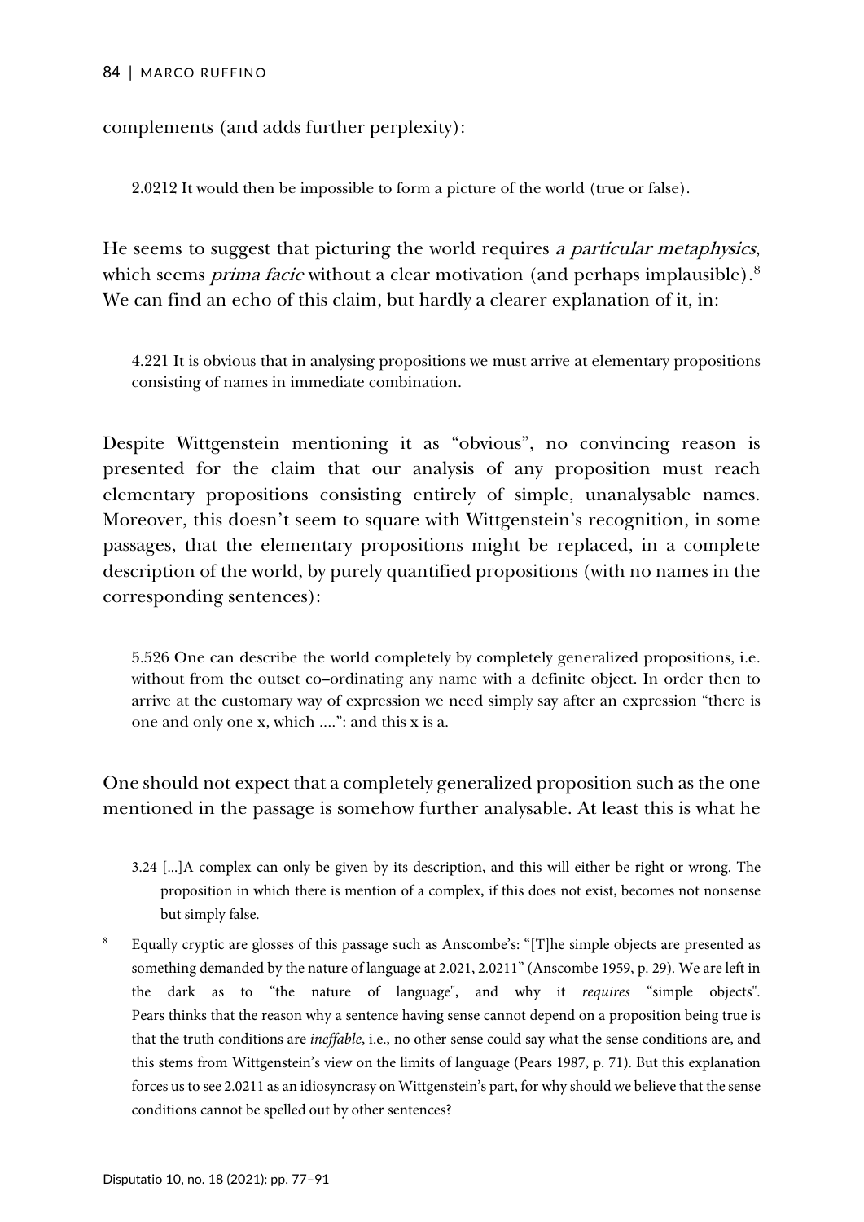complements (and adds further perplexity):

> 2.0212 It would then be impossible to form a picture of the world (true or false).

He seems to suggest that picturing the world requires *a particular metaphysics*, which seems *prima facie* without a clear motivation (and perhaps implausible).[8] We can find an echo of this claim, but hardly a clearer explanation of it, in:

> 4.221 It is obvious that in analysing propositions we must arrive at elementary propositions consisting of names in immediate combination.

Despite Wittgenstein mentioning it as "obvious", no convincing reason is presented for the claim that our analysis of any proposition must reach elementary propositions consisting entirely of simple, unanalysable names. Moreover, this doesn't seem to square with Wittgenstein's recognition, in some passages, that the elementary propositions might be replaced, in a complete description of the world, by purely quantified propositions (with no names in the corresponding sentences):

> 5.526 One can describe the world completely by completely generalized propositions, i.e. without from the outset co–ordinating any name with a definite object. In order then to arrive at the customary way of expression we need simply say after an expression "there is one and only one x, which ....": and this x is a.

One should not expect that a completely generalized proposition such as the one mentioned in the passage is somehow further analysable. At least this is what he

> 3.24 [...]A complex can only be given by its description, and this will either be right or wrong. The proposition in which there is mention of a complex, if this does not exist, becomes not nonsense but simply false.

[8] Equally cryptic are glosses of this passage such as Anscombe's: "[T]he simple objects are presented as something demanded by the nature of language at 2.021, 2.0211" (Anscombe 1959, p. 29). We are left in the dark as to "the nature of language", and why it *requires* "simple objects". Pears thinks that the reason why a sentence having sense cannot depend on a proposition being true is that the truth conditions are *ineffable*, i.e., no other sense could say what the sense conditions are, and this stems from Wittgenstein's view on the limits of language (Pears 1987, p. 71). But this explanation forces us to see 2.0211 as an idiosyncrasy on Wittgenstein's part, for why should we believe that the sense conditions cannot be spelled out by other sentences?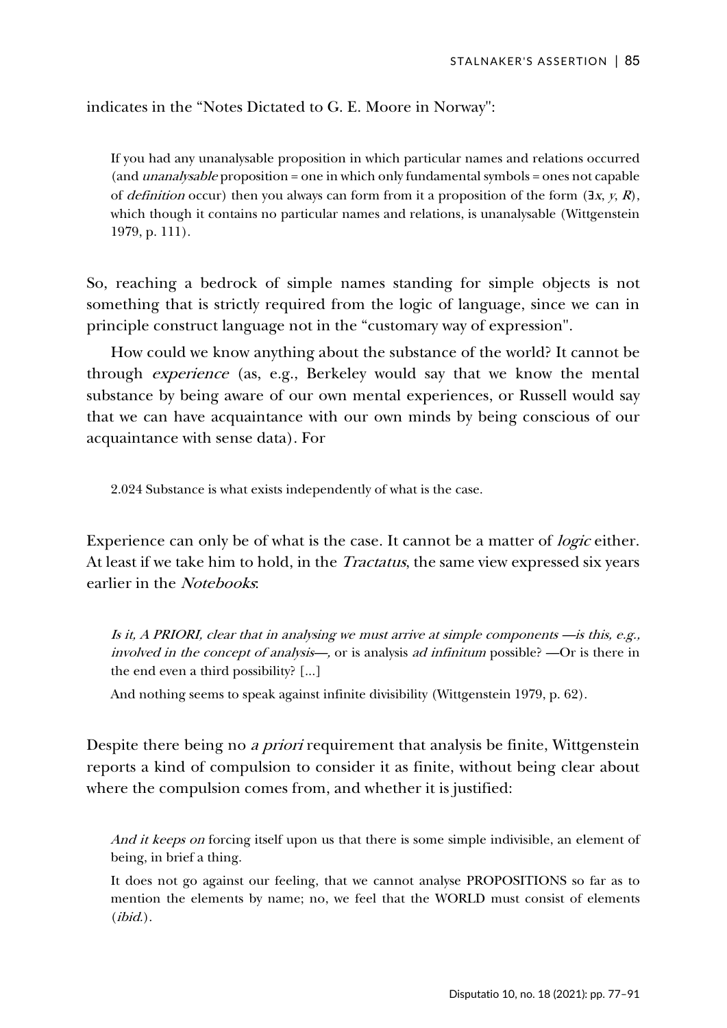indicates in the "Notes Dictated to G. E. Moore in Norway":

> If you had any unanalysable proposition in which particular names and relations occurred (and *unanalysable* proposition = one in which only fundamental symbols = ones not capable of *definition* occur) then you always can form from it a proposition of the form $(\exists x, y, R)$, which though it contains no particular names and relations, is unanalysable (Wittgenstein 1979, p. 111).

So, reaching a bedrock of simple names standing for simple objects is not something that is strictly required from the logic of language, since we can in principle construct language not in the "customary way of expression".

How could we know anything about the substance of the world? It cannot be through *experience* (as, e.g., Berkeley would say that we know the mental substance by being aware of our own mental experiences, or Russell would say that we can have acquaintance with our own minds by being conscious of our acquaintance with sense data). For

> 2.024 Substance is what exists independently of what is the case.

Experience can only be of what is the case. It cannot be a matter of *logic* either. At least if we take him to hold, in the *Tractatus*, the same view expressed six years earlier in the *Notebooks*:

> *Is it, A PRIORI, clear that in analysing we must arrive at simple components —is this, e.g., involved in the concept of analysis—,* or is analysis *ad infinitum* possible? —Or is there in the end even a third possibility? [...]
>
> And nothing seems to speak against infinite divisibility (Wittgenstein 1979, p. 62).

Despite there being no *a priori* requirement that analysis be finite, Wittgenstein reports a kind of compulsion to consider it as finite, without being clear about where the compulsion comes from, and whether it is justified:

> *And it keeps on* forcing itself upon us that there is some simple indivisible, an element of being, in brief a thing.
>
> It does not go against our feeling, that we cannot analyse PROPOSITIONS so far as to mention the elements by name; no, we feel that the WORLD must consist of elements (*ibid.*).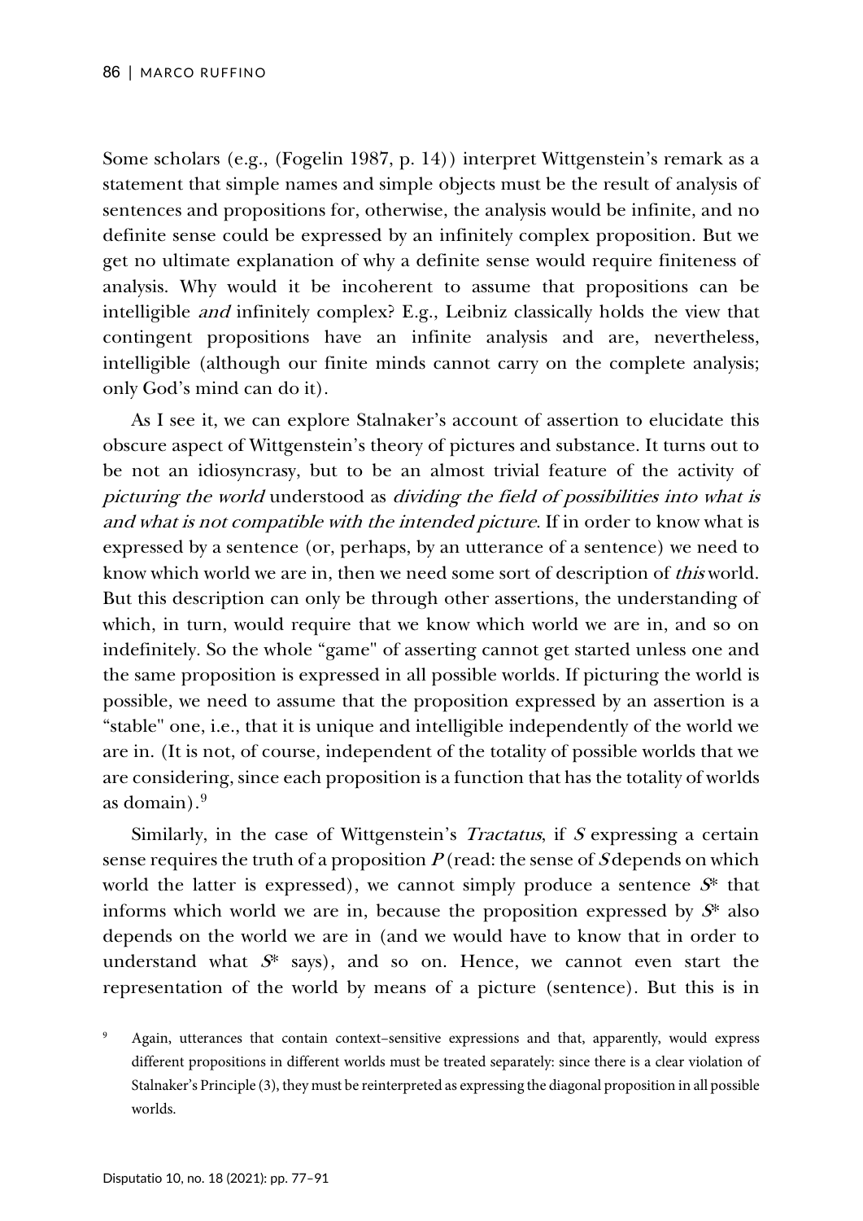Some scholars (e.g., (Fogelin 1987, p. 14)) interpret Wittgenstein's remark as a statement that simple names and simple objects must be the result of analysis of sentences and propositions for, otherwise, the analysis would be infinite, and no definite sense could be expressed by an infinitely complex proposition. But we get no ultimate explanation of why a definite sense would require finiteness of analysis. Why would it be incoherent to assume that propositions can be intelligible *and* infinitely complex? E.g., Leibniz classically holds the view that contingent propositions have an infinite analysis and are, nevertheless, intelligible (although our finite minds cannot carry on the complete analysis; only God's mind can do it).

As I see it, we can explore Stalnaker's account of assertion to elucidate this obscure aspect of Wittgenstein's theory of pictures and substance. It turns out to be not an idiosyncrasy, but to be an almost trivial feature of the activity of *picturing the world* understood as *dividing the field of possibilities into what is and what is not compatible with the intended picture*. If in order to know what is expressed by a sentence (or, perhaps, by an utterance of a sentence) we need to know which world we are in, then we need some sort of description of *this* world. But this description can only be through other assertions, the understanding of which, in turn, would require that we know which world we are in, and so on indefinitely. So the whole "game" of asserting cannot get started unless one and the same proposition is expressed in all possible worlds. If picturing the world is possible, we need to assume that the proposition expressed by an assertion is a "stable" one, i.e., that it is unique and intelligible independently of the world we are in. (It is not, of course, independent of the totality of possible worlds that we are considering, since each proposition is a function that has the totality of worlds as domain).[9]

Similarly, in the case of Wittgenstein's *Tractatus*, if *S* expressing a certain sense requires the truth of a proposition *P* (read: the sense of *S* depends on which world the latter is expressed), we cannot simply produce a sentence *S*\* that informs which world we are in, because the proposition expressed by *S*\* also depends on the world we are in (and we would have to know that in order to understand what *S*\* says), and so on. Hence, we cannot even start the representation of the world by means of a picture (sentence). But this is in

[9] Again, utterances that contain context-sensitive expressions and that, apparently, would express different propositions in different worlds must be treated separately: since there is a clear violation of Stalnaker's Principle (3), they must be reinterpreted as expressing the diagonal proposition in all possible worlds.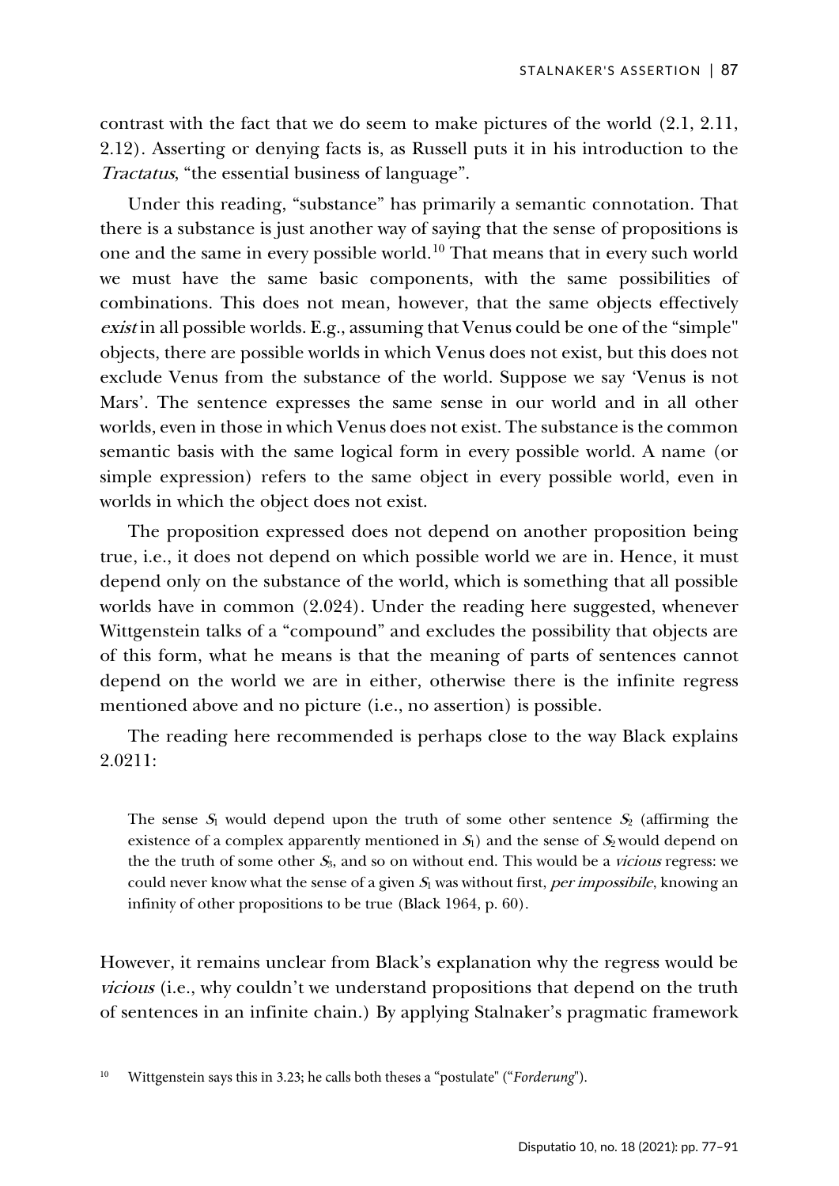contrast with the fact that we do seem to make pictures of the world (2.1, 2.11, 2.12). Asserting or denying facts is, as Russell puts it in his introduction to the *Tractatus*, "the essential business of language".

Under this reading, "substance" has primarily a semantic connotation. That there is a substance is just another way of saying that the sense of propositions is one and the same in every possible world.[10] That means that in every such world we must have the same basic components, with the same possibilities of combinations. This does not mean, however, that the same objects effectively *exist* in all possible worlds. E.g., assuming that Venus could be one of the "simple" objects, there are possible worlds in which Venus does not exist, but this does not exclude Venus from the substance of the world. Suppose we say 'Venus is not Mars'. The sentence expresses the same sense in our world and in all other worlds, even in those in which Venus does not exist. The substance is the common semantic basis with the same logical form in every possible world. A name (or simple expression) refers to the same object in every possible world, even in worlds in which the object does not exist.

The proposition expressed does not depend on another proposition being true, i.e., it does not depend on which possible world we are in. Hence, it must depend only on the substance of the world, which is something that all possible worlds have in common (2.024). Under the reading here suggested, whenever Wittgenstein talks of a "compound" and excludes the possibility that objects are of this form, what he means is that the meaning of parts of sentences cannot depend on the world we are in either, otherwise there is the infinite regress mentioned above and no picture (i.e., no assertion) is possible.

The reading here recommended is perhaps close to the way Black explains 2.0211:

> The sense $S_1$ would depend upon the truth of some other sentence $S_2$ (affirming the existence of a complex apparently mentioned in $S_1$) and the sense of $S_2$ would depend on the the truth of some other $S_3$, and so on without end. This would be a *vicious* regress: we could never know what the sense of a given $S_1$ was without first, *per impossibile*, knowing an infinity of other propositions to be true (Black 1964, p. 60).

However, it remains unclear from Black's explanation why the regress would be *vicious* (i.e., why couldn't we understand propositions that depend on the truth of sentences in an infinite chain.) By applying Stalnaker's pragmatic framework

[10] Wittgenstein says this in 3.23; he calls both theses a "postulate" ("*Forderung*").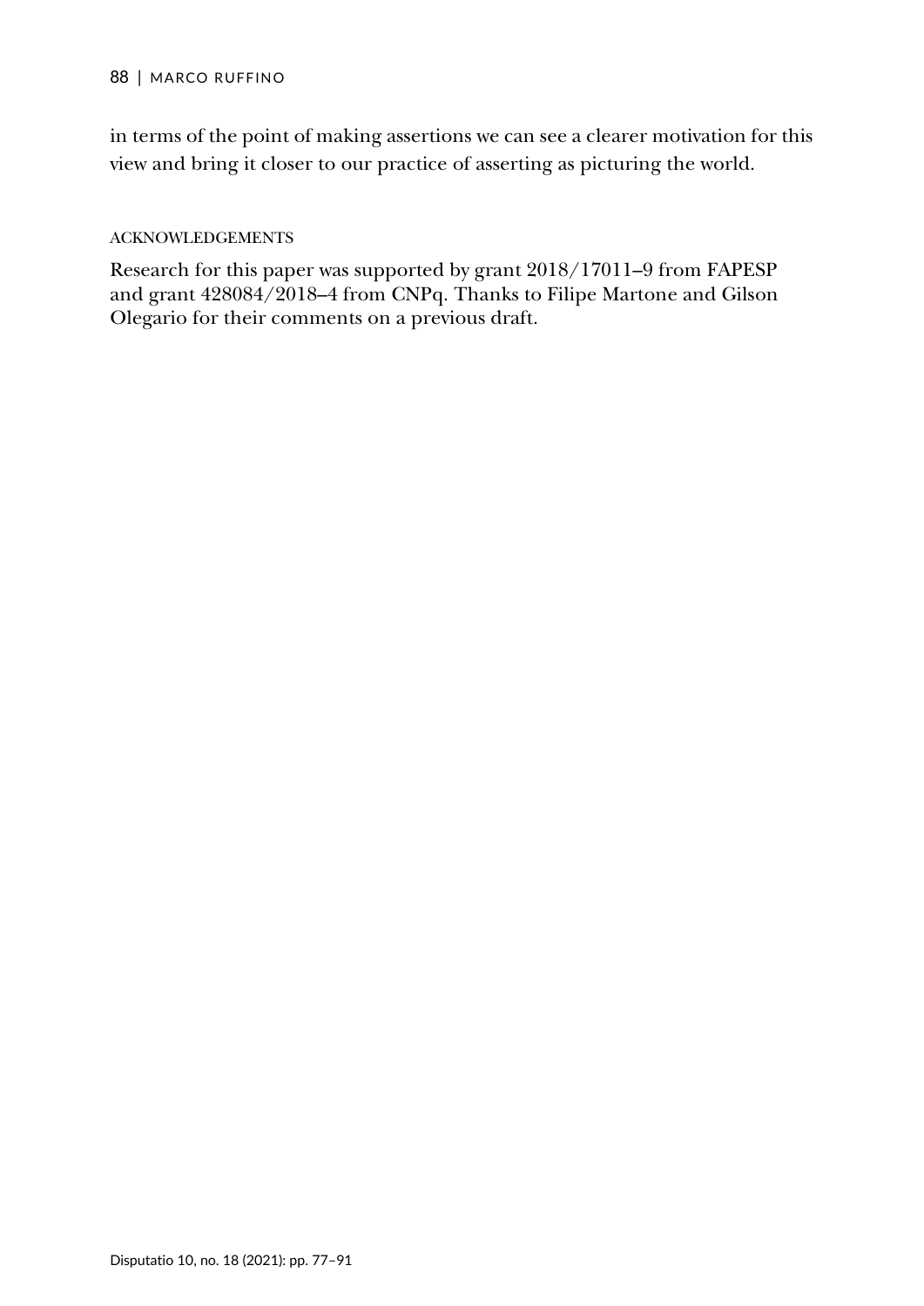in terms of the point of making assertions we can see a clearer motivation for this view and bring it closer to our practice of asserting as picturing the world.

## ACKNOWLEDGEMENTS

Research for this paper was supported by grant 2018/17011–9 from FAPESP and grant 428084/2018–4 from CNPq. Thanks to Filipe Martone and Gilson Olegario for their comments on a previous draft.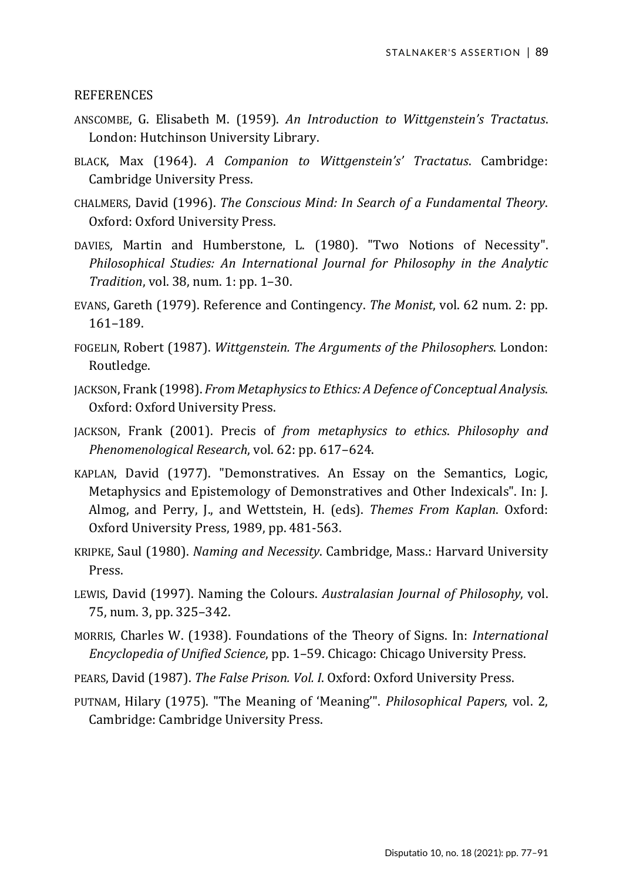## REFERENCES

ANSCOMBE, G. Elisabeth M. (1959). *An Introduction to Wittgenstein's Tractatus*. London: Hutchinson University Library.

BLACK, Max (1964). *A Companion to Wittgenstein's' Tractatus*. Cambridge: Cambridge University Press.

CHALMERS, David (1996). *The Conscious Mind: In Search of a Fundamental Theory*. Oxford: Oxford University Press.

DAVIES, Martin and Humberstone, L. (1980). "Two Notions of Necessity". *Philosophical Studies: An International Journal for Philosophy in the Analytic Tradition*, vol. 38, num. 1: pp. 1–30.

EVANS, Gareth (1979). Reference and Contingency. *The Monist*, vol. 62 num. 2: pp. 161–189.

FOGELIN, Robert (1987). *Wittgenstein. The Arguments of the Philosophers*. London: Routledge.

JACKSON, Frank (1998). *From Metaphysics to Ethics: A Defence of Conceptual Analysis*. Oxford: Oxford University Press.

JACKSON, Frank (2001). Precis of *from metaphysics to ethics*. *Philosophy and Phenomenological Research*, vol. 62: pp. 617–624.

KAPLAN, David (1977). "Demonstratives. An Essay on the Semantics, Logic, Metaphysics and Epistemology of Demonstratives and Other Indexicals". In: J. Almog, and Perry, J., and Wettstein, H. (eds). *Themes From Kaplan*. Oxford: Oxford University Press, 1989, pp. 481-563.

KRIPKE, Saul (1980). *Naming and Necessity*. Cambridge, Mass.: Harvard University Press.

LEWIS, David (1997). Naming the Colours. *Australasian Journal of Philosophy*, vol. 75, num. 3, pp. 325–342.

MORRIS, Charles W. (1938). Foundations of the Theory of Signs. In: *International Encyclopedia of Unified Science*, pp. 1–59. Chicago: Chicago University Press.

PEARS, David (1987). *The False Prison. Vol. I*. Oxford: Oxford University Press.

PUTNAM, Hilary (1975). "The Meaning of 'Meaning'". *Philosophical Papers*, vol. 2, Cambridge: Cambridge University Press.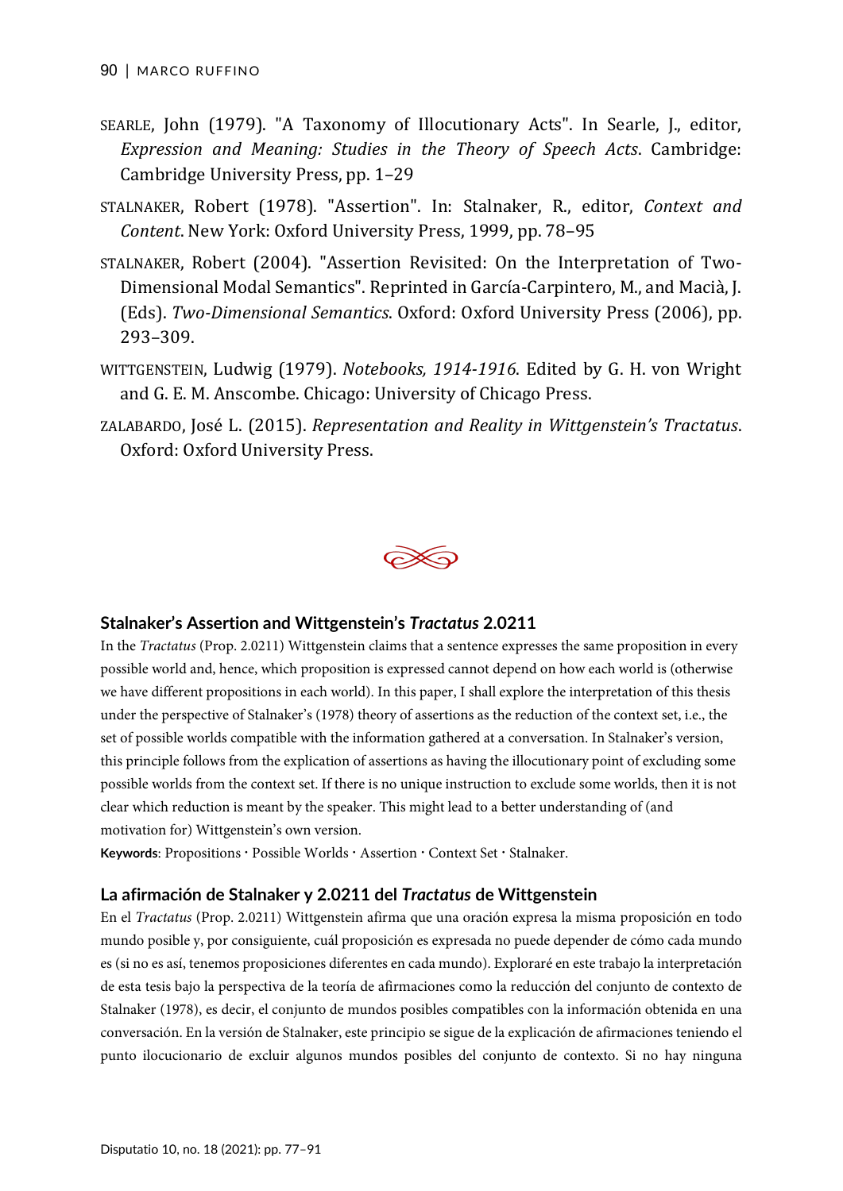SEARLE, John (1979). "A Taxonomy of Illocutionary Acts". In Searle, J., editor, *Expression and Meaning: Studies in the Theory of Speech Acts*. Cambridge: Cambridge University Press, pp. 1–29

STALNAKER, Robert (1978). "Assertion". In: Stalnaker, R., editor, *Context and Content*. New York: Oxford University Press, 1999, pp. 78–95

STALNAKER, Robert (2004). "Assertion Revisited: On the Interpretation of Two-Dimensional Modal Semantics". Reprinted in García-Carpintero, M., and Macià, J. (Eds). *Two-Dimensional Semantics*. Oxford: Oxford University Press (2006), pp. 293–309.

WITTGENSTEIN, Ludwig (1979). *Notebooks, 1914-1916*. Edited by G. H. von Wright and G. E. M. Anscombe. Chicago: University of Chicago Press.

ZALABARDO, José L. (2015). *Representation and Reality in Wittgenstein's Tractatus*. Oxford: Oxford University Press.

### Stalnaker's Assertion and Wittgenstein's *Tractatus* 2.0211

In the *Tractatus* (Prop. 2.0211) Wittgenstein claims that a sentence expresses the same proposition in every possible world and, hence, which proposition is expressed cannot depend on how each world is (otherwise we have different propositions in each world). In this paper, I shall explore the interpretation of this thesis under the perspective of Stalnaker's (1978) theory of assertions as the reduction of the context set, i.e., the set of possible worlds compatible with the information gathered at a conversation. In Stalnaker's version, this principle follows from the explication of assertions as having the illocutionary point of excluding some possible worlds from the context set. If there is no unique instruction to exclude some worlds, then it is not clear which reduction is meant by the speaker. This might lead to a better understanding of (and motivation for) Wittgenstein's own version.

**Keywords**: Propositions · Possible Worlds · Assertion · Context Set · Stalnaker.

### La afirmación de Stalnaker y 2.0211 del *Tractatus* de Wittgenstein

En el *Tractatus* (Prop. 2.0211) Wittgenstein afirma que una oración expresa la misma proposición en todo mundo posible y, por consiguiente, cuál proposición es expresada no puede depender de cómo cada mundo es (si no es así, tenemos proposiciones diferentes en cada mundo). Exploraré en este trabajo la interpretación de esta tesis bajo la perspectiva de la teoría de afirmaciones como la reducción del conjunto de contexto de Stalnaker (1978), es decir, el conjunto de mundos posibles compatibles con la información obtenida en una conversación. En la versión de Stalnaker, este principio se sigue de la explicación de afirmaciones teniendo el punto ilocucionario de excluir algunos mundos posibles del conjunto de contexto. Si no hay ninguna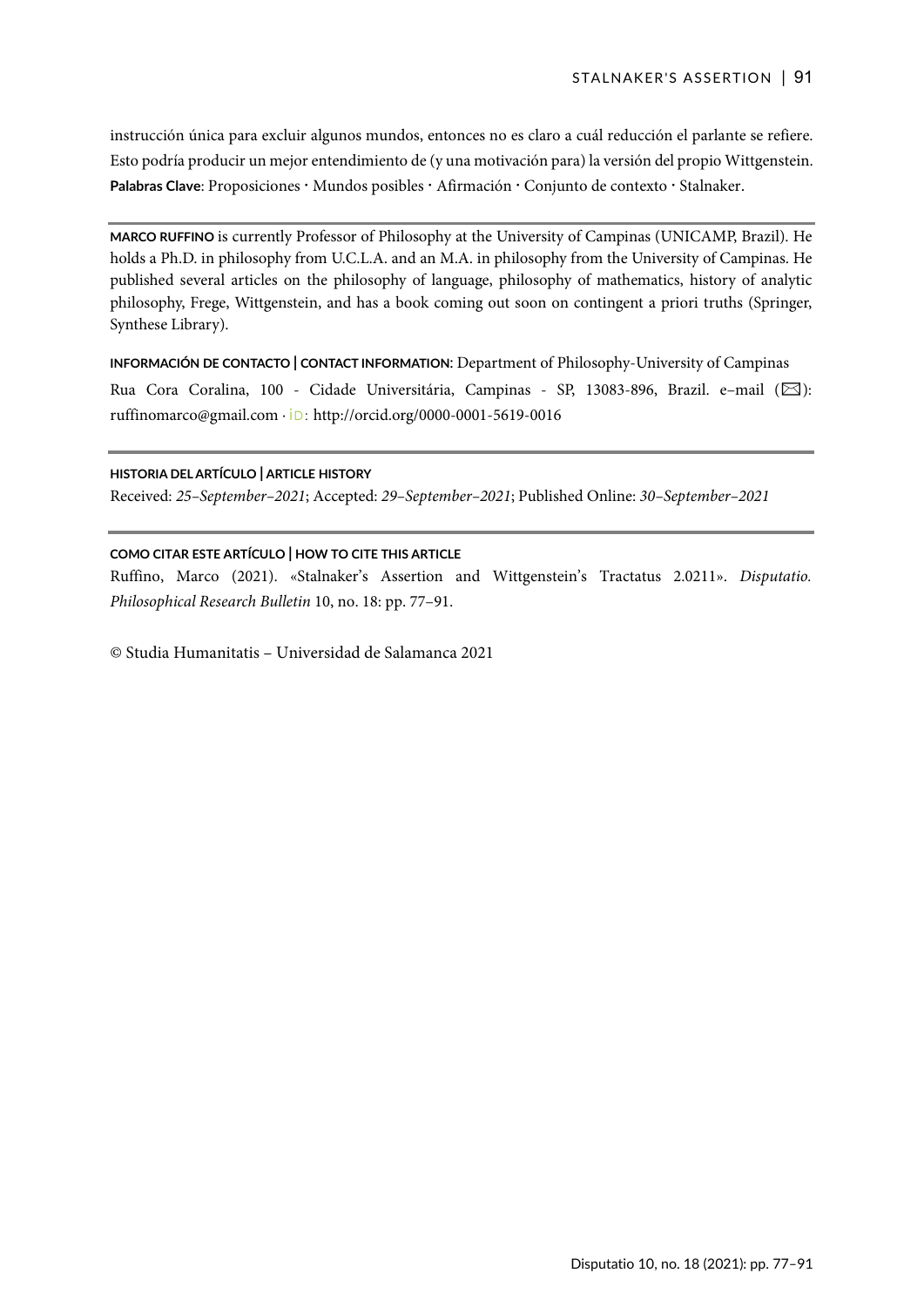instrucción única para excluir algunos mundos, entonces no es claro a cuál reducción el parlante se refiere. Esto podría producir un mejor entendimiento de (y una motivación para) la versión del propio Wittgenstein.

**Palabras Clave**: Proposiciones · Mundos posibles · Afirmación · Conjunto de contexto · Stalnaker.

---

**MARCO RUFFINO** is currently Professor of Philosophy at the University of Campinas (UNICAMP, Brazil). He holds a Ph.D. in philosophy from U.C.L.A. and an M.A. in philosophy from the University of Campinas. He published several articles on the philosophy of language, philosophy of mathematics, history of analytic philosophy, Frege, Wittgenstein, and has a book coming out soon on contingent a priori truths (Springer, Synthese Library).

**INFORMACIÓN DE CONTACTO | CONTACT INFORMATION:** Department of Philosophy-University of Campinas Rua Cora Coralina, 100 - Cidade Universitária, Campinas - SP, 13083-896, Brazil. e–mail (✉): ruffinomarco@gmail.com · iD: http://orcid.org/0000-0001-5619-0016

---

**HISTORIA DEL ARTÍCULO | ARTICLE HISTORY**

Received: *25–September–2021*; Accepted: *29–September–2021*; Published Online: *30–September–2021*

---

**COMO CITAR ESTE ARTÍCULO | HOW TO CITE THIS ARTICLE**

Ruffino, Marco (2021). «Stalnaker's Assertion and Wittgenstein's Tractatus 2.0211». *Disputatio. Philosophical Research Bulletin* 10, no. 18: pp. 77–91.

© Studia Humanitatis – Universidad de Salamanca 2021